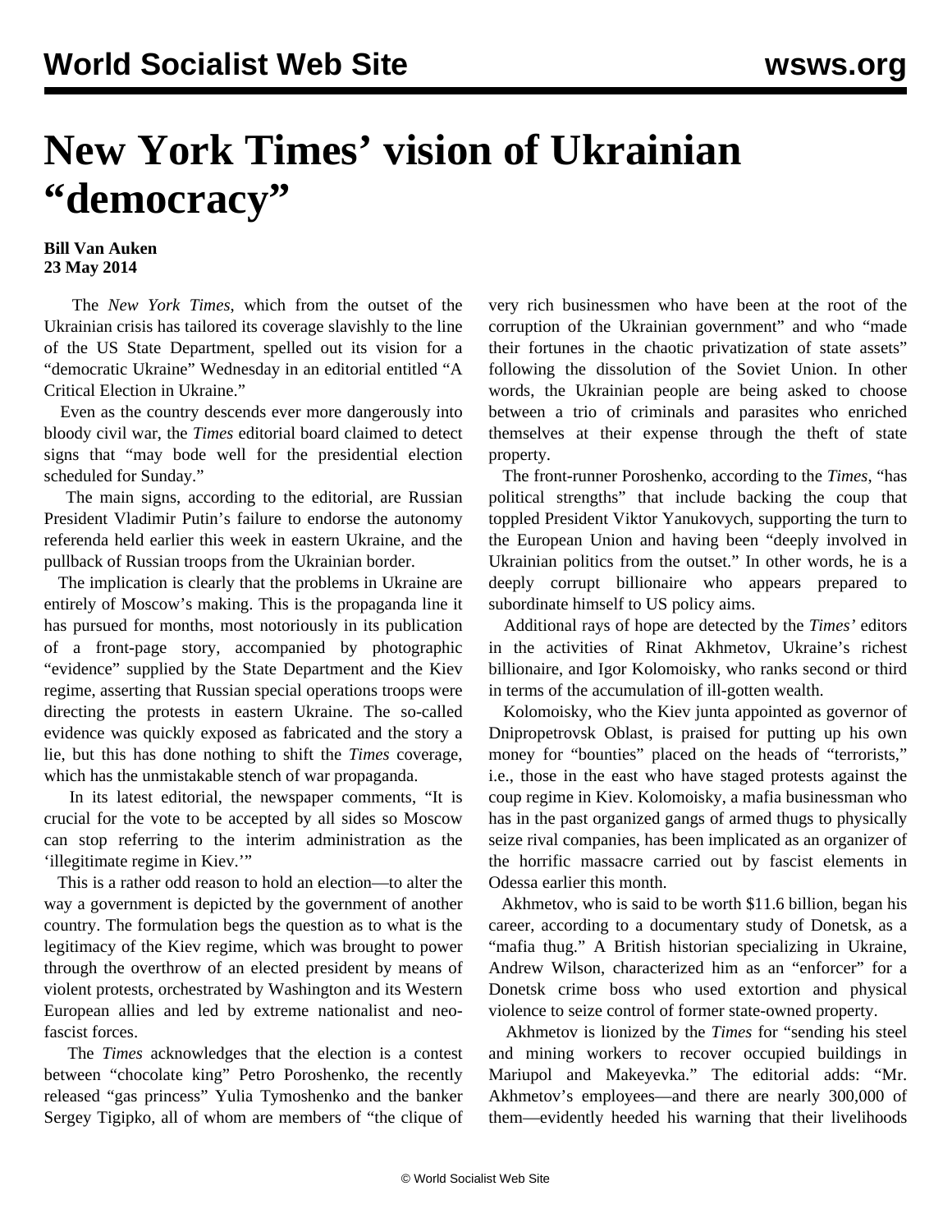# New York Times' vision of Ukrainian "democracy"

**Bill Van Auken**
**23 May 2014**

The *New York Times*, which from the outset of the Ukrainian crisis has tailored its coverage slavishly to the line of the US State Department, spelled out its vision for a "democratic Ukraine" Wednesday in an editorial entitled "A Critical Election in Ukraine."

Even as the country descends ever more dangerously into bloody civil war, the *Times* editorial board claimed to detect signs that "may bode well for the presidential election scheduled for Sunday."

The main signs, according to the editorial, are Russian President Vladimir Putin's failure to endorse the autonomy referenda held earlier this week in eastern Ukraine, and the pullback of Russian troops from the Ukrainian border.

The implication is clearly that the problems in Ukraine are entirely of Moscow's making. This is the propaganda line it has pursued for months, most notoriously in its publication of a front-page story, accompanied by photographic "evidence" supplied by the State Department and the Kiev regime, asserting that Russian special operations troops were directing the protests in eastern Ukraine. The so-called evidence was quickly exposed as fabricated and the story a lie, but this has done nothing to shift the *Times* coverage, which has the unmistakable stench of war propaganda.

In its latest editorial, the newspaper comments, "It is crucial for the vote to be accepted by all sides so Moscow can stop referring to the interim administration as the 'illegitimate regime in Kiev.'"

This is a rather odd reason to hold an election—to alter the way a government is depicted by the government of another country. The formulation begs the question as to what is the legitimacy of the Kiev regime, which was brought to power through the overthrow of an elected president by means of violent protests, orchestrated by Washington and its Western European allies and led by extreme nationalist and neo-fascist forces.

The *Times* acknowledges that the election is a contest between "chocolate king" Petro Poroshenko, the recently released "gas princess" Yulia Tymoshenko and the banker Sergey Tigipko, all of whom are members of "the clique of very rich businessmen who have been at the root of the corruption of the Ukrainian government" and who "made their fortunes in the chaotic privatization of state assets" following the dissolution of the Soviet Union. In other words, the Ukrainian people are being asked to choose between a trio of criminals and parasites who enriched themselves at their expense through the theft of state property.

The front-runner Poroshenko, according to the *Times*, "has political strengths" that include backing the coup that toppled President Viktor Yanukovych, supporting the turn to the European Union and having been "deeply involved in Ukrainian politics from the outset." In other words, he is a deeply corrupt billionaire who appears prepared to subordinate himself to US policy aims.

Additional rays of hope are detected by the *Times'* editors in the activities of Rinat Akhmetov, Ukraine's richest billionaire, and Igor Kolomoisky, who ranks second or third in terms of the accumulation of ill-gotten wealth.

Kolomoisky, who the Kiev junta appointed as governor of Dnipropetrovsk Oblast, is praised for putting up his own money for "bounties" placed on the heads of "terrorists," i.e., those in the east who have staged protests against the coup regime in Kiev. Kolomoisky, a mafia businessman who has in the past organized gangs of armed thugs to physically seize rival companies, has been implicated as an organizer of the horrific massacre carried out by fascist elements in Odessa earlier this month.

Akhmetov, who is said to be worth $11.6 billion, began his career, according to a documentary study of Donetsk, as a "mafia thug." A British historian specializing in Ukraine, Andrew Wilson, characterized him as an "enforcer" for a Donetsk crime boss who used extortion and physical violence to seize control of former state-owned property.

Akhmetov is lionized by the *Times* for "sending his steel and mining workers to recover occupied buildings in Mariupol and Makeyevka." The editorial adds: "Mr. Akhmetov's employees—and there are nearly 300,000 of them—evidently heeded his warning that their livelihoods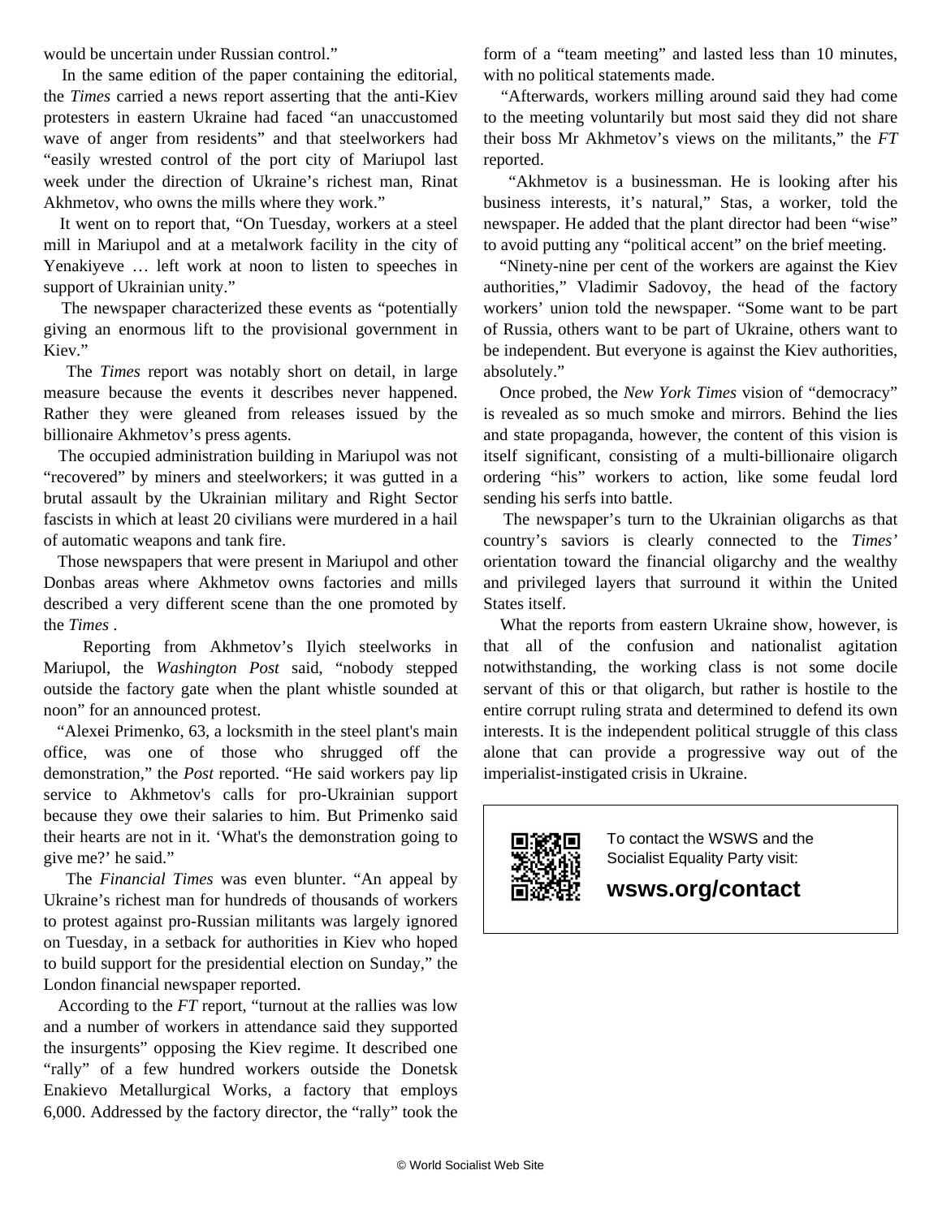would be uncertain under Russian control."

In the same edition of the paper containing the editorial, the *Times* carried a news report asserting that the anti-Kiev protesters in eastern Ukraine had faced "an unaccustomed wave of anger from residents" and that steelworkers had "easily wrested control of the port city of Mariupol last week under the direction of Ukraine's richest man, Rinat Akhmetov, who owns the mills where they work."

It went on to report that, "On Tuesday, workers at a steel mill in Mariupol and at a metalwork facility in the city of Yenakiyeve … left work at noon to listen to speeches in support of Ukrainian unity."

The newspaper characterized these events as "potentially giving an enormous lift to the provisional government in Kiev."

The *Times* report was notably short on detail, in large measure because the events it describes never happened. Rather they were gleaned from releases issued by the billionaire Akhmetov's press agents.

The occupied administration building in Mariupol was not "recovered" by miners and steelworkers; it was gutted in a brutal assault by the Ukrainian military and Right Sector fascists in which at least 20 civilians were murdered in a hail of automatic weapons and tank fire.

Those newspapers that were present in Mariupol and other Donbas areas where Akhmetov owns factories and mills described a very different scene than the one promoted by the *Times* .

Reporting from Akhmetov's Ilyich steelworks in Mariupol, the *Washington Post* said, "nobody stepped outside the factory gate when the plant whistle sounded at noon" for an announced protest.

"Alexei Primenko, 63, a locksmith in the steel plant's main office, was one of those who shrugged off the demonstration," the *Post* reported. "He said workers pay lip service to Akhmetov's calls for pro-Ukrainian support because they owe their salaries to him. But Primenko said their hearts are not in it. 'What's the demonstration going to give me?' he said."

The *Financial Times* was even blunter. "An appeal by Ukraine's richest man for hundreds of thousands of workers to protest against pro-Russian militants was largely ignored on Tuesday, in a setback for authorities in Kiev who hoped to build support for the presidential election on Sunday," the London financial newspaper reported.

According to the *FT* report, "turnout at the rallies was low and a number of workers in attendance said they supported the insurgents" opposing the Kiev regime. It described one "rally" of a few hundred workers outside the Donetsk Enakievo Metallurgical Works, a factory that employs 6,000. Addressed by the factory director, the "rally" took the form of a "team meeting" and lasted less than 10 minutes, with no political statements made.

"Afterwards, workers milling around said they had come to the meeting voluntarily but most said they did not share their boss Mr Akhmetov's views on the militants," the *FT* reported.

"Akhmetov is a businessman. He is looking after his business interests, it's natural," Stas, a worker, told the newspaper. He added that the plant director had been "wise" to avoid putting any "political accent" on the brief meeting.

"Ninety-nine per cent of the workers are against the Kiev authorities," Vladimir Sadovoy, the head of the factory workers' union told the newspaper. "Some want to be part of Russia, others want to be part of Ukraine, others want to be independent. But everyone is against the Kiev authorities, absolutely."

Once probed, the *New York Times* vision of "democracy" is revealed as so much smoke and mirrors. Behind the lies and state propaganda, however, the content of this vision is itself significant, consisting of a multi-billionaire oligarch ordering "his" workers to action, like some feudal lord sending his serfs into battle.

The newspaper's turn to the Ukrainian oligarchs as that country's saviors is clearly connected to the *Times'* orientation toward the financial oligarchy and the wealthy and privileged layers that surround it within the United States itself.

What the reports from eastern Ukraine show, however, is that all of the confusion and nationalist agitation notwithstanding, the working class is not some docile servant of this or that oligarch, but rather is hostile to the entire corrupt ruling strata and determined to defend its own interests. It is the independent political struggle of this class alone that can provide a progressive way out of the imperialist-instigated crisis in Ukraine.

To contact the WSWS and the Socialist Equality Party visit:

**wsws.org/contact**